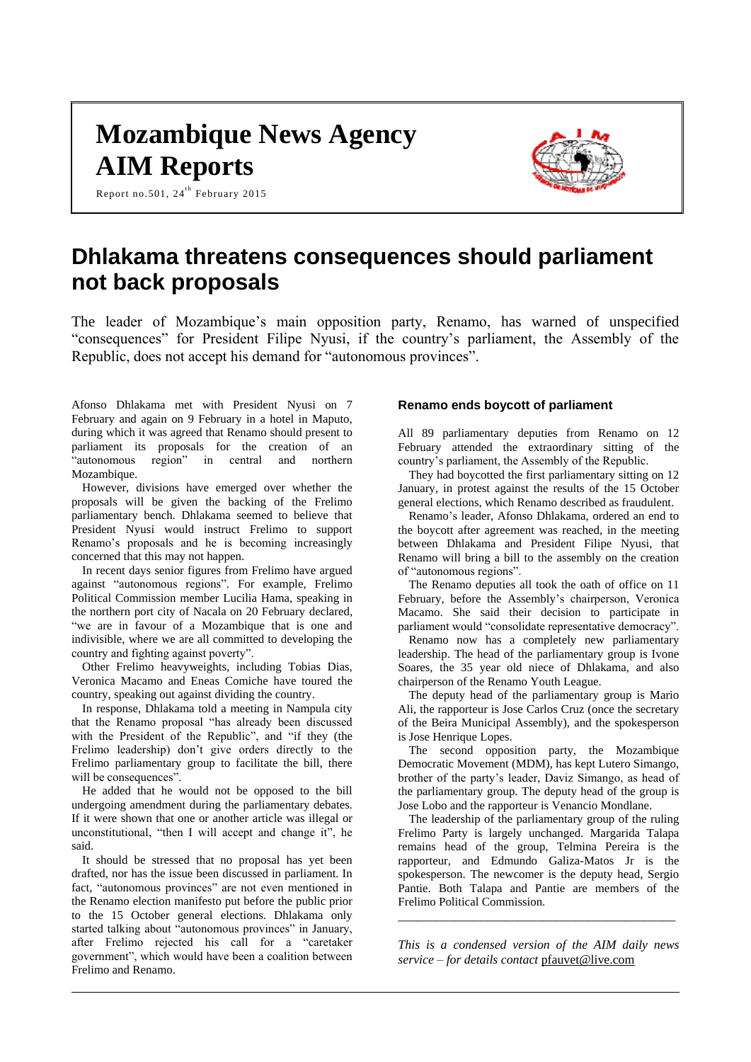# Mozambique News Agency
# AIM Reports

Report no.501, 24th February 2015

## Dhlakama threatens consequences should parliament not back proposals

The leader of Mozambique's main opposition party, Renamo, has warned of unspecified "consequences" for President Filipe Nyusi, if the country's parliament, the Assembly of the Republic, does not accept his demand for "autonomous provinces".

Afonso Dhlakama met with President Nyusi on 7 February and again on 9 February in a hotel in Maputo, during which it was agreed that Renamo should present to parliament its proposals for the creation of an "autonomous region" in central and northern Mozambique.

However, divisions have emerged over whether the proposals will be given the backing of the Frelimo parliamentary bench. Dhlakama seemed to believe that President Nyusi would instruct Frelimo to support Renamo's proposals and he is becoming increasingly concerned that this may not happen.

In recent days senior figures from Frelimo have argued against "autonomous regions". For example, Frelimo Political Commission member Lucilia Hama, speaking in the northern port city of Nacala on 20 February declared, "we are in favour of a Mozambique that is one and indivisible, where we are all committed to developing the country and fighting against poverty".

Other Frelimo heavyweights, including Tobias Dias, Veronica Macamo and Eneas Comiche have toured the country, speaking out against dividing the country.

In response, Dhlakama told a meeting in Nampula city that the Renamo proposal "has already been discussed with the President of the Republic", and "if they (the Frelimo leadership) don't give orders directly to the Frelimo parliamentary group to facilitate the bill, there will be consequences".

He added that he would not be opposed to the bill undergoing amendment during the parliamentary debates. If it were shown that one or another article was illegal or unconstitutional, "then I will accept and change it", he said.

It should be stressed that no proposal has yet been drafted, nor has the issue been discussed in parliament. In fact, "autonomous provinces" are not even mentioned in the Renamo election manifesto put before the public prior to the 15 October general elections. Dhlakama only started talking about "autonomous provinces" in January, after Frelimo rejected his call for a "caretaker government", which would have been a coalition between Frelimo and Renamo.

### Renamo ends boycott of parliament

All 89 parliamentary deputies from Renamo on 12 February attended the extraordinary sitting of the country's parliament, the Assembly of the Republic.

They had boycotted the first parliamentary sitting on 12 January, in protest against the results of the 15 October general elections, which Renamo described as fraudulent.

Renamo's leader, Afonso Dhlakama, ordered an end to the boycott after agreement was reached, in the meeting between Dhlakama and President Filipe Nyusi, that Renamo will bring a bill to the assembly on the creation of "autonomous regions".

The Renamo deputies all took the oath of office on 11 February, before the Assembly's chairperson, Veronica Macamo. She said their decision to participate in parliament would "consolidate representative democracy".

Renamo now has a completely new parliamentary leadership. The head of the parliamentary group is Ivone Soares, the 35 year old niece of Dhlakama, and also chairperson of the Renamo Youth League.

The deputy head of the parliamentary group is Mario Ali, the rapporteur is Jose Carlos Cruz (once the secretary of the Beira Municipal Assembly), and the spokesperson is Jose Henrique Lopes.

The second opposition party, the Mozambique Democratic Movement (MDM), has kept Lutero Simango, brother of the party's leader, Daviz Simango, as head of the parliamentary group. The deputy head of the group is Jose Lobo and the rapporteur is Venancio Mondlane.

The leadership of the parliamentary group of the ruling Frelimo Party is largely unchanged. Margarida Talapa remains head of the group, Telmina Pereira is the rapporteur, and Edmundo Galiza-Matos Jr is the spokesperson. The newcomer is the deputy head, Sergio Pantie. Both Talapa and Pantie are members of the Frelimo Political Commission.

---

*This is a condensed version of the AIM daily news service – for details contact* pfauvet@live.com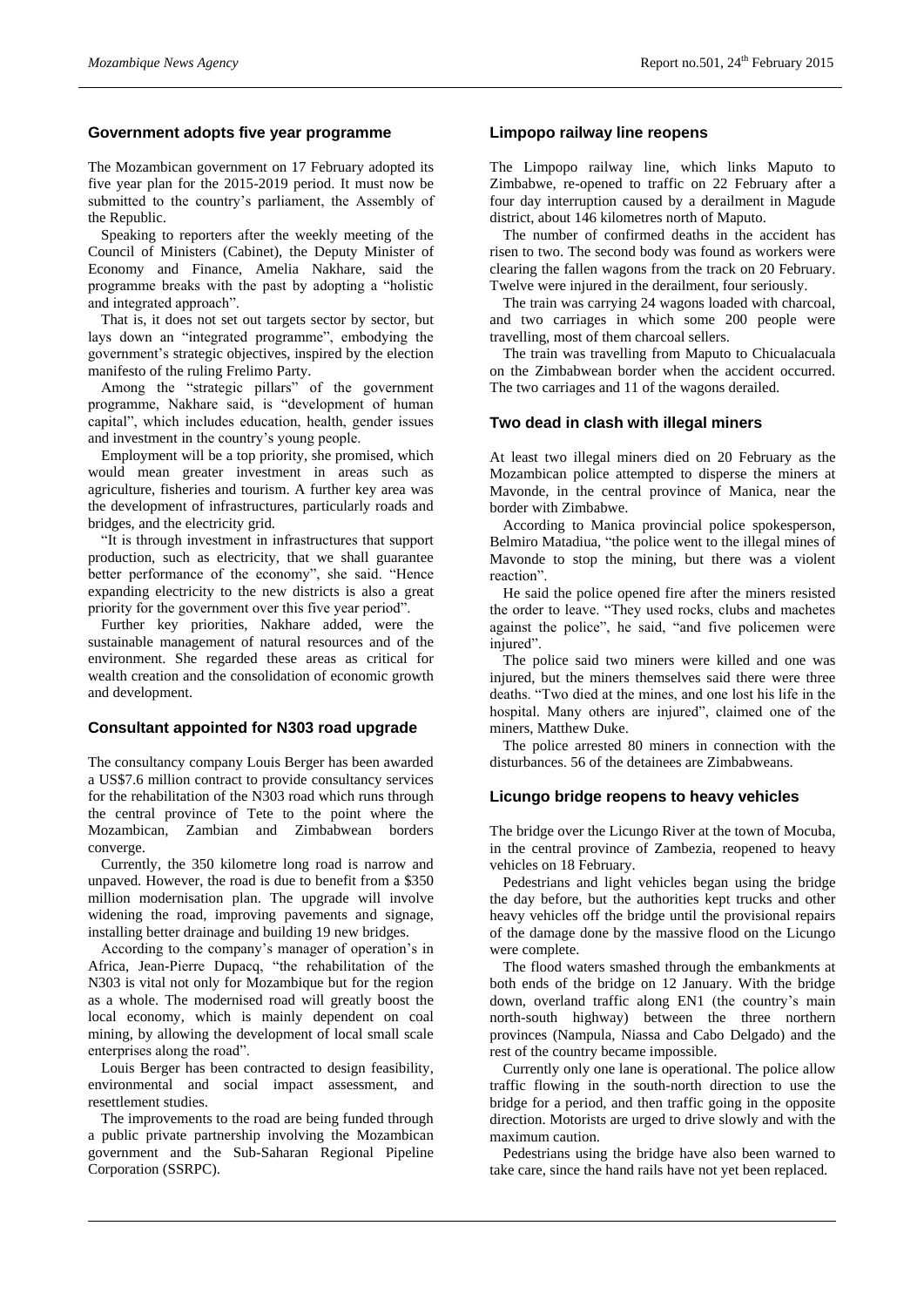## Government adopts five year programme

The Mozambican government on 17 February adopted its five year plan for the 2015-2019 period. It must now be submitted to the country's parliament, the Assembly of the Republic.

Speaking to reporters after the weekly meeting of the Council of Ministers (Cabinet), the Deputy Minister of Economy and Finance, Amelia Nakhare, said the programme breaks with the past by adopting a "holistic and integrated approach".

That is, it does not set out targets sector by sector, but lays down an "integrated programme", embodying the government's strategic objectives, inspired by the election manifesto of the ruling Frelimo Party.

Among the "strategic pillars" of the government programme, Nakhare said, is "development of human capital", which includes education, health, gender issues and investment in the country's young people.

Employment will be a top priority, she promised, which would mean greater investment in areas such as agriculture, fisheries and tourism. A further key area was the development of infrastructures, particularly roads and bridges, and the electricity grid.

"It is through investment in infrastructures that support production, such as electricity, that we shall guarantee better performance of the economy", she said. "Hence expanding electricity to the new districts is also a great priority for the government over this five year period".

Further key priorities, Nakhare added, were the sustainable management of natural resources and of the environment. She regarded these areas as critical for wealth creation and the consolidation of economic growth and development.

## Consultant appointed for N303 road upgrade

The consultancy company Louis Berger has been awarded a US$7.6 million contract to provide consultancy services for the rehabilitation of the N303 road which runs through the central province of Tete to the point where the Mozambican, Zambian and Zimbabwean borders converge.

Currently, the 350 kilometre long road is narrow and unpaved. However, the road is due to benefit from a $350 million modernisation plan. The upgrade will involve widening the road, improving pavements and signage, installing better drainage and building 19 new bridges.

According to the company's manager of operation's in Africa, Jean-Pierre Dupacq, "the rehabilitation of the N303 is vital not only for Mozambique but for the region as a whole. The modernised road will greatly boost the local economy, which is mainly dependent on coal mining, by allowing the development of local small scale enterprises along the road".

Louis Berger has been contracted to design feasibility, environmental and social impact assessment, and resettlement studies.

The improvements to the road are being funded through a public private partnership involving the Mozambican government and the Sub-Saharan Regional Pipeline Corporation (SSRPC).

## Limpopo railway line reopens

The Limpopo railway line, which links Maputo to Zimbabwe, re-opened to traffic on 22 February after a four day interruption caused by a derailment in Magude district, about 146 kilometres north of Maputo.

The number of confirmed deaths in the accident has risen to two. The second body was found as workers were clearing the fallen wagons from the track on 20 February. Twelve were injured in the derailment, four seriously.

The train was carrying 24 wagons loaded with charcoal, and two carriages in which some 200 people were travelling, most of them charcoal sellers.

The train was travelling from Maputo to Chicualacuala on the Zimbabwean border when the accident occurred. The two carriages and 11 of the wagons derailed.

## Two dead in clash with illegal miners

At least two illegal miners died on 20 February as the Mozambican police attempted to disperse the miners at Mavonde, in the central province of Manica, near the border with Zimbabwe.

According to Manica provincial police spokesperson, Belmiro Matadiua, "the police went to the illegal mines of Mavonde to stop the mining, but there was a violent reaction".

He said the police opened fire after the miners resisted the order to leave. "They used rocks, clubs and machetes against the police", he said, "and five policemen were injured".

The police said two miners were killed and one was injured, but the miners themselves said there were three deaths. "Two died at the mines, and one lost his life in the hospital. Many others are injured", claimed one of the miners, Matthew Duke.

The police arrested 80 miners in connection with the disturbances. 56 of the detainees are Zimbabweans.

## Licungo bridge reopens to heavy vehicles

The bridge over the Licungo River at the town of Mocuba, in the central province of Zambezia, reopened to heavy vehicles on 18 February.

Pedestrians and light vehicles began using the bridge the day before, but the authorities kept trucks and other heavy vehicles off the bridge until the provisional repairs of the damage done by the massive flood on the Licungo were complete.

The flood waters smashed through the embankments at both ends of the bridge on 12 January. With the bridge down, overland traffic along EN1 (the country's main north-south highway) between the three northern provinces (Nampula, Niassa and Cabo Delgado) and the rest of the country became impossible.

Currently only one lane is operational. The police allow traffic flowing in the south-north direction to use the bridge for a period, and then traffic going in the opposite direction. Motorists are urged to drive slowly and with the maximum caution.

Pedestrians using the bridge have also been warned to take care, since the hand rails have not yet been replaced.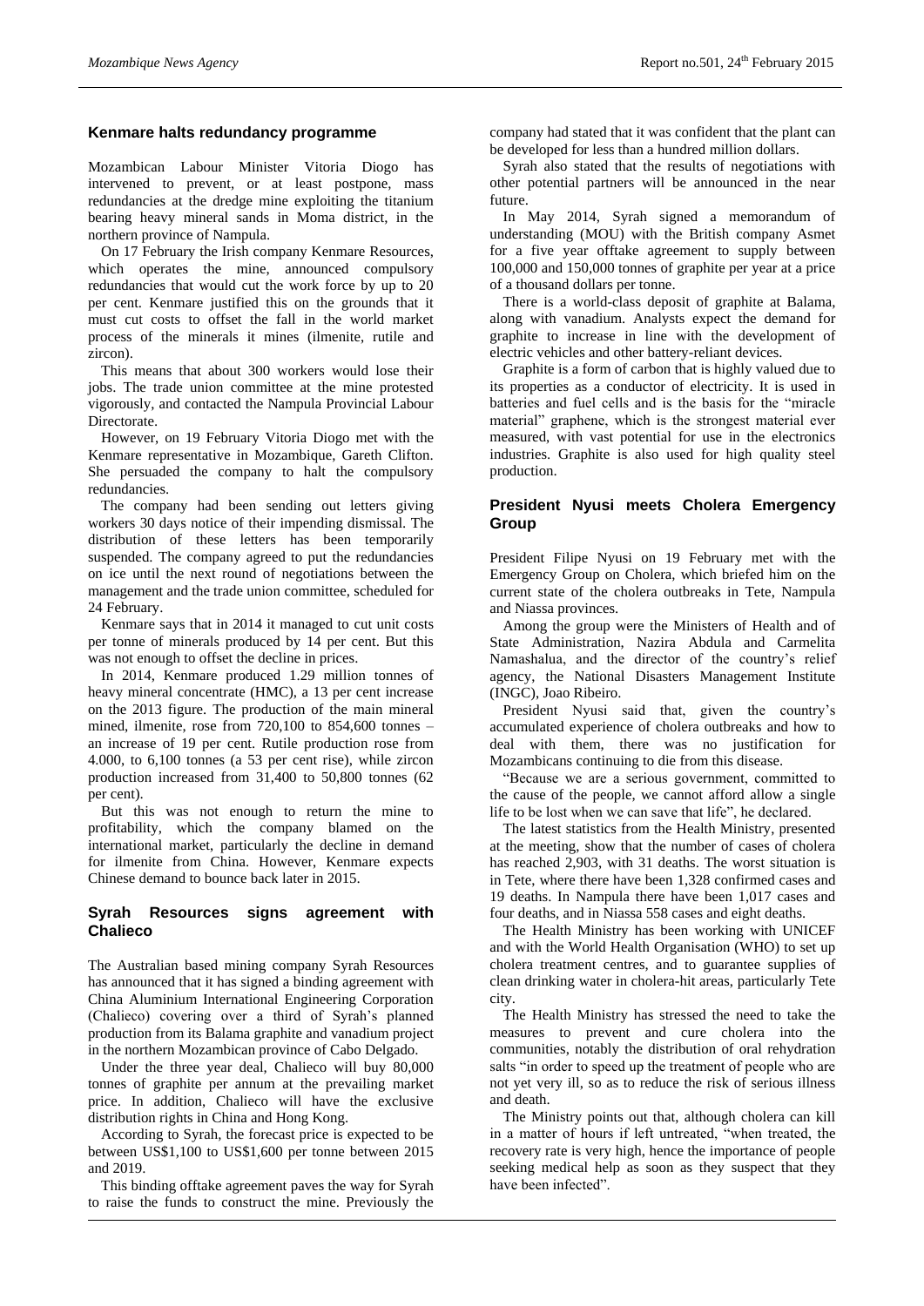## Kenmare halts redundancy programme

Mozambican Labour Minister Vitoria Diogo has intervened to prevent, or at least postpone, mass redundancies at the dredge mine exploiting the titanium bearing heavy mineral sands in Moma district, in the northern province of Nampula.

On 17 February the Irish company Kenmare Resources, which operates the mine, announced compulsory redundancies that would cut the work force by up to 20 per cent. Kenmare justified this on the grounds that it must cut costs to offset the fall in the world market process of the minerals it mines (ilmenite, rutile and zircon).

This means that about 300 workers would lose their jobs. The trade union committee at the mine protested vigorously, and contacted the Nampula Provincial Labour Directorate.

However, on 19 February Vitoria Diogo met with the Kenmare representative in Mozambique, Gareth Clifton. She persuaded the company to halt the compulsory redundancies.

The company had been sending out letters giving workers 30 days notice of their impending dismissal. The distribution of these letters has been temporarily suspended. The company agreed to put the redundancies on ice until the next round of negotiations between the management and the trade union committee, scheduled for 24 February.

Kenmare says that in 2014 it managed to cut unit costs per tonne of minerals produced by 14 per cent. But this was not enough to offset the decline in prices.

In 2014, Kenmare produced 1.29 million tonnes of heavy mineral concentrate (HMC), a 13 per cent increase on the 2013 figure. The production of the main mineral mined, ilmenite, rose from 720,100 to 854,600 tonnes – an increase of 19 per cent. Rutile production rose from 4.000, to 6,100 tonnes (a 53 per cent rise), while zircon production increased from 31,400 to 50,800 tonnes (62 per cent).

But this was not enough to return the mine to profitability, which the company blamed on the international market, particularly the decline in demand for ilmenite from China. However, Kenmare expects Chinese demand to bounce back later in 2015.

## Syrah Resources signs agreement with Chalieco

The Australian based mining company Syrah Resources has announced that it has signed a binding agreement with China Aluminium International Engineering Corporation (Chalieco) covering over a third of Syrah's planned production from its Balama graphite and vanadium project in the northern Mozambican province of Cabo Delgado.

Under the three year deal, Chalieco will buy 80,000 tonnes of graphite per annum at the prevailing market price. In addition, Chalieco will have the exclusive distribution rights in China and Hong Kong.

According to Syrah, the forecast price is expected to be between US$1,100 to US$1,600 per tonne between 2015 and 2019.

This binding offtake agreement paves the way for Syrah to raise the funds to construct the mine. Previously the company had stated that it was confident that the plant can be developed for less than a hundred million dollars.

Syrah also stated that the results of negotiations with other potential partners will be announced in the near future.

In May 2014, Syrah signed a memorandum of understanding (MOU) with the British company Asmet for a five year offtake agreement to supply between 100,000 and 150,000 tonnes of graphite per year at a price of a thousand dollars per tonne.

There is a world-class deposit of graphite at Balama, along with vanadium. Analysts expect the demand for graphite to increase in line with the development of electric vehicles and other battery-reliant devices.

Graphite is a form of carbon that is highly valued due to its properties as a conductor of electricity. It is used in batteries and fuel cells and is the basis for the "miracle material" graphene, which is the strongest material ever measured, with vast potential for use in the electronics industries. Graphite is also used for high quality steel production.

## President Nyusi meets Cholera Emergency Group

President Filipe Nyusi on 19 February met with the Emergency Group on Cholera, which briefed him on the current state of the cholera outbreaks in Tete, Nampula and Niassa provinces.

Among the group were the Ministers of Health and of State Administration, Nazira Abdula and Carmelita Namashalua, and the director of the country's relief agency, the National Disasters Management Institute (INGC), Joao Ribeiro.

President Nyusi said that, given the country's accumulated experience of cholera outbreaks and how to deal with them, there was no justification for Mozambicans continuing to die from this disease.

"Because we are a serious government, committed to the cause of the people, we cannot afford allow a single life to be lost when we can save that life", he declared.

The latest statistics from the Health Ministry, presented at the meeting, show that the number of cases of cholera has reached 2,903, with 31 deaths. The worst situation is in Tete, where there have been 1,328 confirmed cases and 19 deaths. In Nampula there have been 1,017 cases and four deaths, and in Niassa 558 cases and eight deaths.

The Health Ministry has been working with UNICEF and with the World Health Organisation (WHO) to set up cholera treatment centres, and to guarantee supplies of clean drinking water in cholera-hit areas, particularly Tete city.

The Health Ministry has stressed the need to take the measures to prevent and cure cholera into the communities, notably the distribution of oral rehydration salts "in order to speed up the treatment of people who are not yet very ill, so as to reduce the risk of serious illness and death.

The Ministry points out that, although cholera can kill in a matter of hours if left untreated, "when treated, the recovery rate is very high, hence the importance of people seeking medical help as soon as they suspect that they have been infected".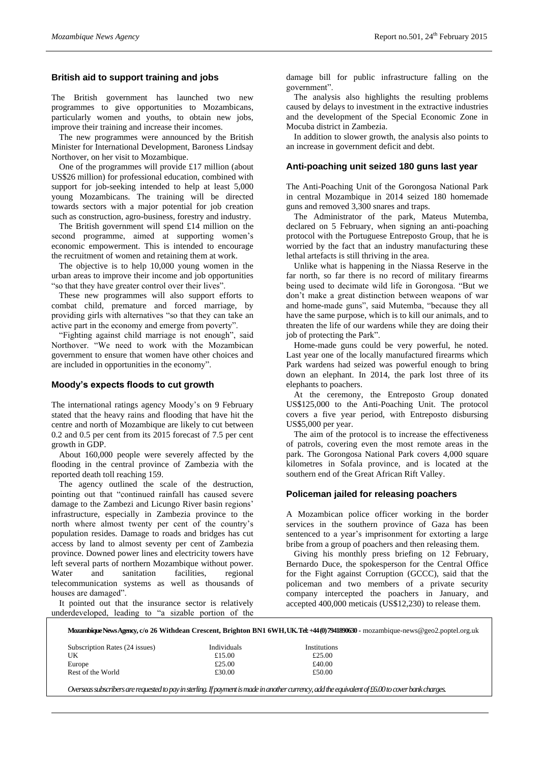## British aid to support training and jobs

The British government has launched two new programmes to give opportunities to Mozambicans, particularly women and youths, to obtain new jobs, improve their training and increase their incomes.

The new programmes were announced by the British Minister for International Development, Baroness Lindsay Northover, on her visit to Mozambique.

One of the programmes will provide £17 million (about US$26 million) for professional education, combined with support for job-seeking intended to help at least 5,000 young Mozambicans. The training will be directed towards sectors with a major potential for job creation such as construction, agro-business, forestry and industry.

The British government will spend £14 million on the second programme, aimed at supporting women's economic empowerment. This is intended to encourage the recruitment of women and retaining them at work.

The objective is to help 10,000 young women in the urban areas to improve their income and job opportunities "so that they have greater control over their lives".

These new programmes will also support efforts to combat child, premature and forced marriage, by providing girls with alternatives "so that they can take an active part in the economy and emerge from poverty".

"Fighting against child marriage is not enough", said Northover. "We need to work with the Mozambican government to ensure that women have other choices and are included in opportunities in the economy".

## Moody's expects floods to cut growth

The international ratings agency Moody's on 9 February stated that the heavy rains and flooding that have hit the centre and north of Mozambique are likely to cut between 0.2 and 0.5 per cent from its 2015 forecast of 7.5 per cent growth in GDP.

About 160,000 people were severely affected by the flooding in the central province of Zambezia with the reported death toll reaching 159.

The agency outlined the scale of the destruction, pointing out that "continued rainfall has caused severe damage to the Zambezi and Licungo River basin regions' infrastructure, especially in Zambezia province to the north where almost twenty per cent of the country's population resides. Damage to roads and bridges has cut access by land to almost seventy per cent of Zambezia province. Downed power lines and electricity towers have left several parts of northern Mozambique without power. Water and sanitation facilities, regional telecommunication systems as well as thousands of houses are damaged".

It pointed out that the insurance sector is relatively underdeveloped, leading to "a sizable portion of the damage bill for public infrastructure falling on the government".

The analysis also highlights the resulting problems caused by delays to investment in the extractive industries and the development of the Special Economic Zone in Mocuba district in Zambezia.

In addition to slower growth, the analysis also points to an increase in government deficit and debt.

## Anti-poaching unit seized 180 guns last year

The Anti-Poaching Unit of the Gorongosa National Park in central Mozambique in 2014 seized 180 homemade guns and removed 3,300 snares and traps.

The Administrator of the park, Mateus Mutemba, declared on 5 February, when signing an anti-poaching protocol with the Portuguese Entreposto Group, that he is worried by the fact that an industry manufacturing these lethal artefacts is still thriving in the area.

Unlike what is happening in the Niassa Reserve in the far north, so far there is no record of military firearms being used to decimate wild life in Gorongosa. "But we don't make a great distinction between weapons of war and home-made guns", said Mutemba, "because they all have the same purpose, which is to kill our animals, and to threaten the life of our wardens while they are doing their job of protecting the Park".

Home-made guns could be very powerful, he noted. Last year one of the locally manufactured firearms which Park wardens had seized was powerful enough to bring down an elephant. In 2014, the park lost three of its elephants to poachers.

At the ceremony, the Entreposto Group donated US$125,000 to the Anti-Poaching Unit. The protocol covers a five year period, with Entreposto disbursing US$5,000 per year.

The aim of the protocol is to increase the effectiveness of patrols, covering even the most remote areas in the park. The Gorongosa National Park covers 4,000 square kilometres in Sofala province, and is located at the southern end of the Great African Rift Valley.

## Policeman jailed for releasing poachers

A Mozambican police officer working in the border services in the southern province of Gaza has been sentenced to a year's imprisonment for extorting a large bribe from a group of poachers and then releasing them.

Giving his monthly press briefing on 12 February, Bernardo Duce, the spokesperson for the Central Office for the Fight against Corruption (GCCC), said that the policeman and two members of a private security company intercepted the poachers in January, and accepted 400,000 meticais (US$12,230) to release them.

**Mozambique News Agency, c/o 26 Withdean Crescent, Brighton BN1 6WH, UK. Tel: +44 (0) 7941890630 -** mozambique-news@geo2.poptel.org.uk

| Subscription Rates (24 issues) | Individuals | Institutions |
|---|---|---|
| UK | £15.00 | £25.00 |
| Europe | £25.00 | £40.00 |
| Rest of the World | £30.00 | £50.00 |

*Overseas subscribers are requested to pay in sterling. If payment is made in another currency, add the equivalent of £6.00 to cover bank charges.*